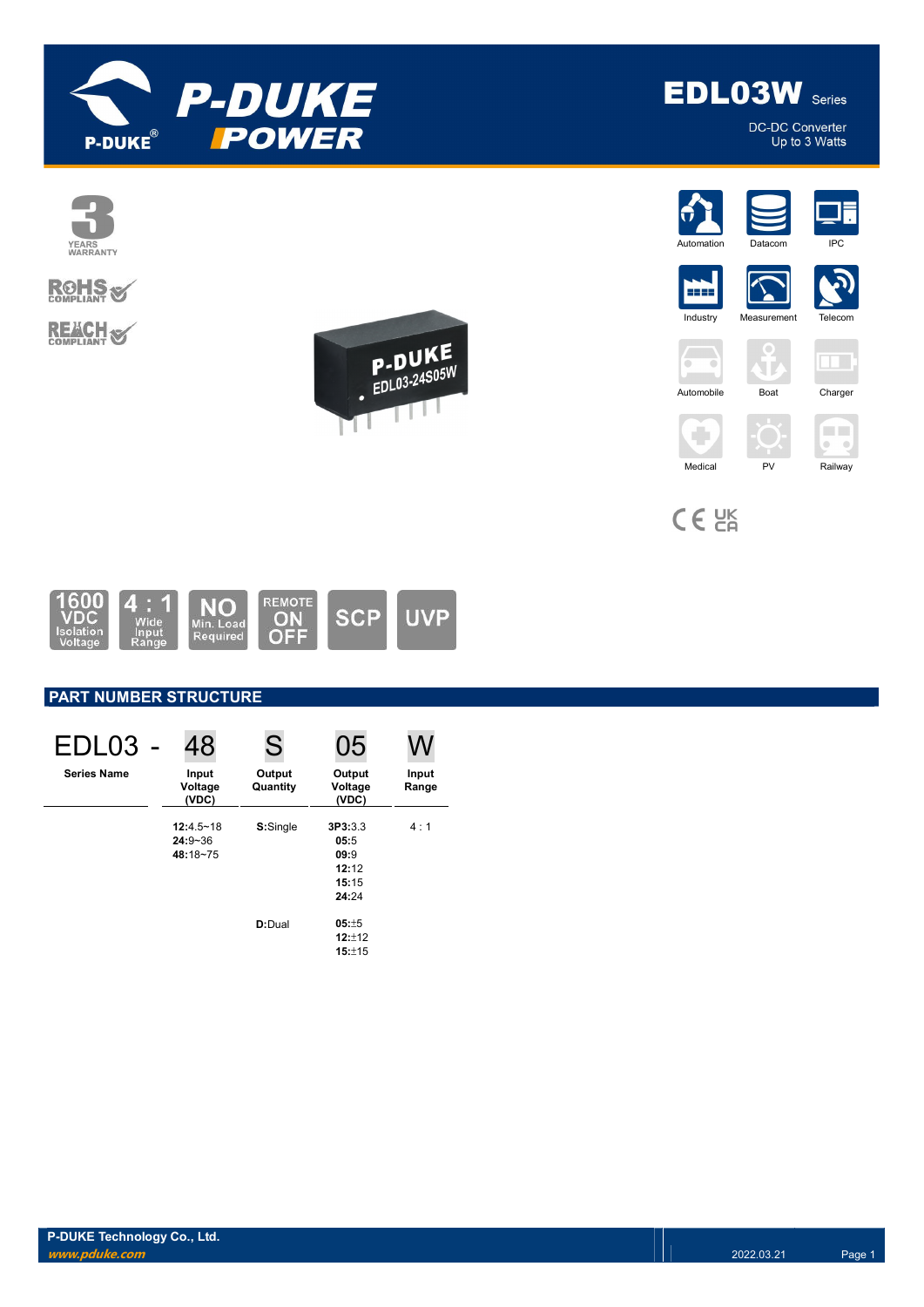# EDL03W Series

DC-DC Converter
Up to 3 Watts

3 YEARS WARRANTY

RoHS COMPLIANT

REACH COMPLIANT

Automation | Datacom | IPC | Industry | Measurement | Telecom | Automobile | Boat | Charger | Medical | PV | Railway

1600 VDC Isolation Voltage | 4 : 1 Wide Input Range | NO Min. Load Required | REMOTE ON OFF | SCP | UVP

## PART NUMBER STRUCTURE

| EDL03 - | 48 | S | 05 | W |
|---|---|---|---|---|
| **Series Name** | **Input Voltage (VDC)** | **Output Quantity** | **Output Voltage (VDC)** | **Input Range** |
| | **12**:4.5~18<br>**24**:9~36<br>**48**:18~75 | **S**:Single | **3P3**:3.3<br>**05**:5<br>**09**:9<br>**12**:12<br>**15**:15<br>**24**:24 | 4 : 1 |
| | | **D**:Dual | **05**:±5<br>**12**:±12<br>**15**:±15 | |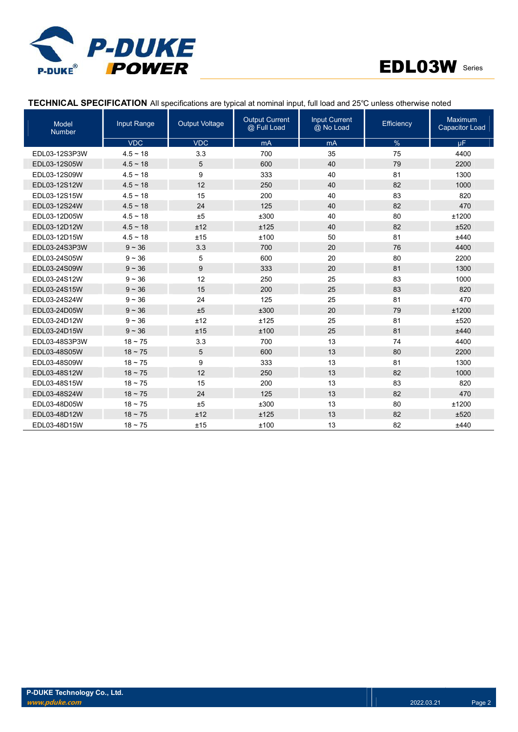**TECHNICAL SPECIFICATION** All specifications are typical at nominal input, full load and 25℃ unless otherwise noted

| Model Number | Input Range | Output Voltage | Output Current @ Full Load | Input Current @ No Load | Efficiency | Maximum Capacitor Load |
|---|---|---|---|---|---|---|
| | VDC | VDC | mA | mA | % | μF |
| EDL03-12S3P3W | 4.5 ~ 18 | 3.3 | 700 | 35 | 75 | 4400 |
| EDL03-12S05W | 4.5 ~ 18 | 5 | 600 | 40 | 79 | 2200 |
| EDL03-12S09W | 4.5 ~ 18 | 9 | 333 | 40 | 81 | 1300 |
| EDL03-12S12W | 4.5 ~ 18 | 12 | 250 | 40 | 82 | 1000 |
| EDL03-12S15W | 4.5 ~ 18 | 15 | 200 | 40 | 83 | 820 |
| EDL03-12S24W | 4.5 ~ 18 | 24 | 125 | 40 | 82 | 470 |
| EDL03-12D05W | 4.5 ~ 18 | ±5 | ±300 | 40 | 80 | ±1200 |
| EDL03-12D12W | 4.5 ~ 18 | ±12 | ±125 | 40 | 82 | ±520 |
| EDL03-12D15W | 4.5 ~ 18 | ±15 | ±100 | 50 | 81 | ±440 |
| EDL03-24S3P3W | 9 ~ 36 | 3.3 | 700 | 20 | 76 | 4400 |
| EDL03-24S05W | 9 ~ 36 | 5 | 600 | 20 | 80 | 2200 |
| EDL03-24S09W | 9 ~ 36 | 9 | 333 | 20 | 81 | 1300 |
| EDL03-24S12W | 9 ~ 36 | 12 | 250 | 25 | 83 | 1000 |
| EDL03-24S15W | 9 ~ 36 | 15 | 200 | 25 | 83 | 820 |
| EDL03-24S24W | 9 ~ 36 | 24 | 125 | 25 | 81 | 470 |
| EDL03-24D05W | 9 ~ 36 | ±5 | ±300 | 20 | 79 | ±1200 |
| EDL03-24D12W | 9 ~ 36 | ±12 | ±125 | 25 | 81 | ±520 |
| EDL03-24D15W | 9 ~ 36 | ±15 | ±100 | 25 | 81 | ±440 |
| EDL03-48S3P3W | 18 ~ 75 | 3.3 | 700 | 13 | 74 | 4400 |
| EDL03-48S05W | 18 ~ 75 | 5 | 600 | 13 | 80 | 2200 |
| EDL03-48S09W | 18 ~ 75 | 9 | 333 | 13 | 81 | 1300 |
| EDL03-48S12W | 18 ~ 75 | 12 | 250 | 13 | 82 | 1000 |
| EDL03-48S15W | 18 ~ 75 | 15 | 200 | 13 | 83 | 820 |
| EDL03-48S24W | 18 ~ 75 | 24 | 125 | 13 | 82 | 470 |
| EDL03-48D05W | 18 ~ 75 | ±5 | ±300 | 13 | 80 | ±1200 |
| EDL03-48D12W | 18 ~ 75 | ±12 | ±125 | 13 | 82 | ±520 |
| EDL03-48D15W | 18 ~ 75 | ±15 | ±100 | 13 | 82 | ±440 |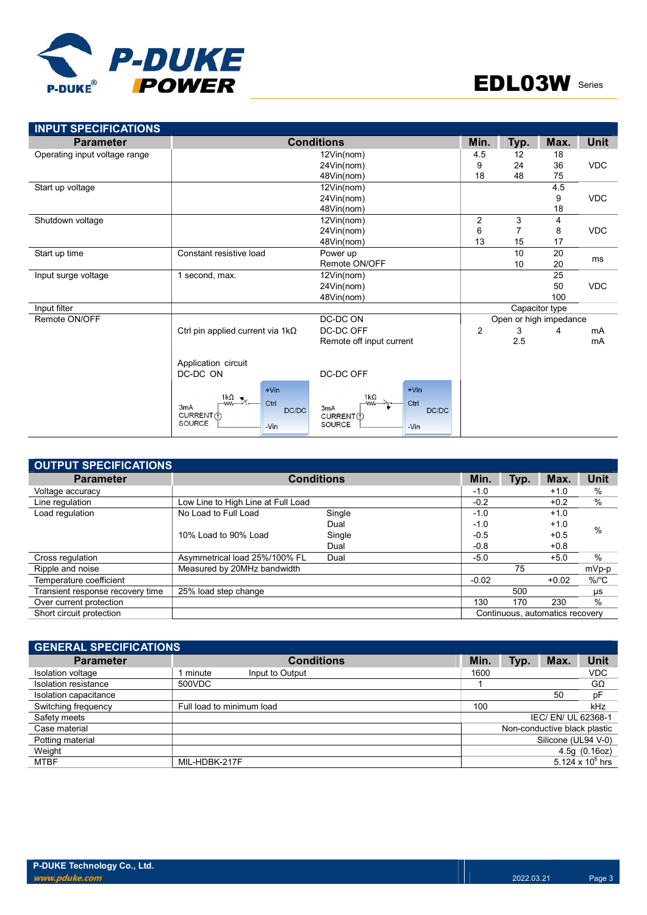## INPUT SPECIFICATIONS

| Parameter | Conditions | | Min. | Typ. | Max. | Unit |
|---|---|---|---|---|---|---|
| Operating input voltage range | | 12Vin(nom) | 4.5 | 12 | 18 | VDC |
| | | 24Vin(nom) | 9 | 24 | 36 | |
| | | 48Vin(nom) | 18 | 48 | 75 | |
| Start up voltage | | 12Vin(nom) | | | 4.5 | VDC |
| | | 24Vin(nom) | | | 9 | |
| | | 48Vin(nom) | | | 18 | |
| Shutdown voltage | | 12Vin(nom) | 2 | 3 | 4 | VDC |
| | | 24Vin(nom) | 6 | 7 | 8 | |
| | | 48Vin(nom) | 13 | 15 | 17 | |
| Start up time | Constant resistive load | Power up | | 10 | 20 | ms |
| | | Remote ON/OFF | | 10 | 20 | |
| Input surge voltage | 1 second, max. | 12Vin(nom) | | | 25 | VDC |
| | | 24Vin(nom) | | | 50 | |
| | | 48Vin(nom) | | | 100 | |
| Input filter | | | Capacitor type | | | |
| Remote ON/OFF | | DC-DC ON | Open or high impedance | | | |
| | Ctrl pin applied current via 1kΩ | DC-DC OFF | 2 | 3 | 4 | mA |
| | | Remote off input current | | 2.5 | | mA |
| | Application circuit DC-DC ON | DC-DC OFF | | | | |

DC-DC ON: 3mA CURRENT SOURCE, 1kΩ, Ctrl, +Vin, -Vin, DC/DC

DC-DC OFF: 3mA CURRENT SOURCE, 1kΩ, Ctrl, +Vin, -Vin, DC/DC

## OUTPUT SPECIFICATIONS

| Parameter | Conditions | | Min. | Typ. | Max. | Unit |
|---|---|---|---|---|---|---|
| Voltage accuracy | | | -1.0 | | +1.0 | % |
| Line regulation | Low Line to High Line at Full Load | | -0.2 | | +0.2 | % |
| Load regulation | No Load to Full Load | Single | -1.0 | | +1.0 | % |
| | | Dual | -1.0 | | +1.0 | |
| | 10% Load to 90% Load | Single | -0.5 | | +0.5 | |
| | | Dual | -0.8 | | +0.8 | |
| Cross regulation | Asymmetrical load 25%/100% FL | Dual | -5.0 | | +5.0 | % |
| Ripple and noise | Measured by 20MHz bandwidth | | | 75 | | mVp-p |
| Temperature coefficient | | | -0.02 | | +0.02 | %/°C |
| Transient response recovery time | 25% load step change | | | 500 | | μs |
| Over current protection | | | 130 | 170 | 230 | % |
| Short circuit protection | | | Continuous, automatics recovery | | | |

## GENERAL SPECIFICATIONS

| Parameter | Conditions | | Min. | Typ. | Max. | Unit |
|---|---|---|---|---|---|---|
| Isolation voltage | 1 minute | Input to Output | 1600 | | | VDC |
| Isolation resistance | 500VDC | | 1 | | | GΩ |
| Isolation capacitance | | | | | 50 | pF |
| Switching frequency | Full load to minimum load | | 100 | | | kHz |
| Safety meets | | | IEC/ EN/ UL 62368-1 | | | |
| Case material | | | Non-conductive black plastic | | | |
| Potting material | | | Silicone (UL94 V-0) | | | |
| Weight | | | 4.5g (0.16oz) | | | |
| MTBF | MIL-HDBK-217F | | $5.124 \times 10^6$ hrs | | | |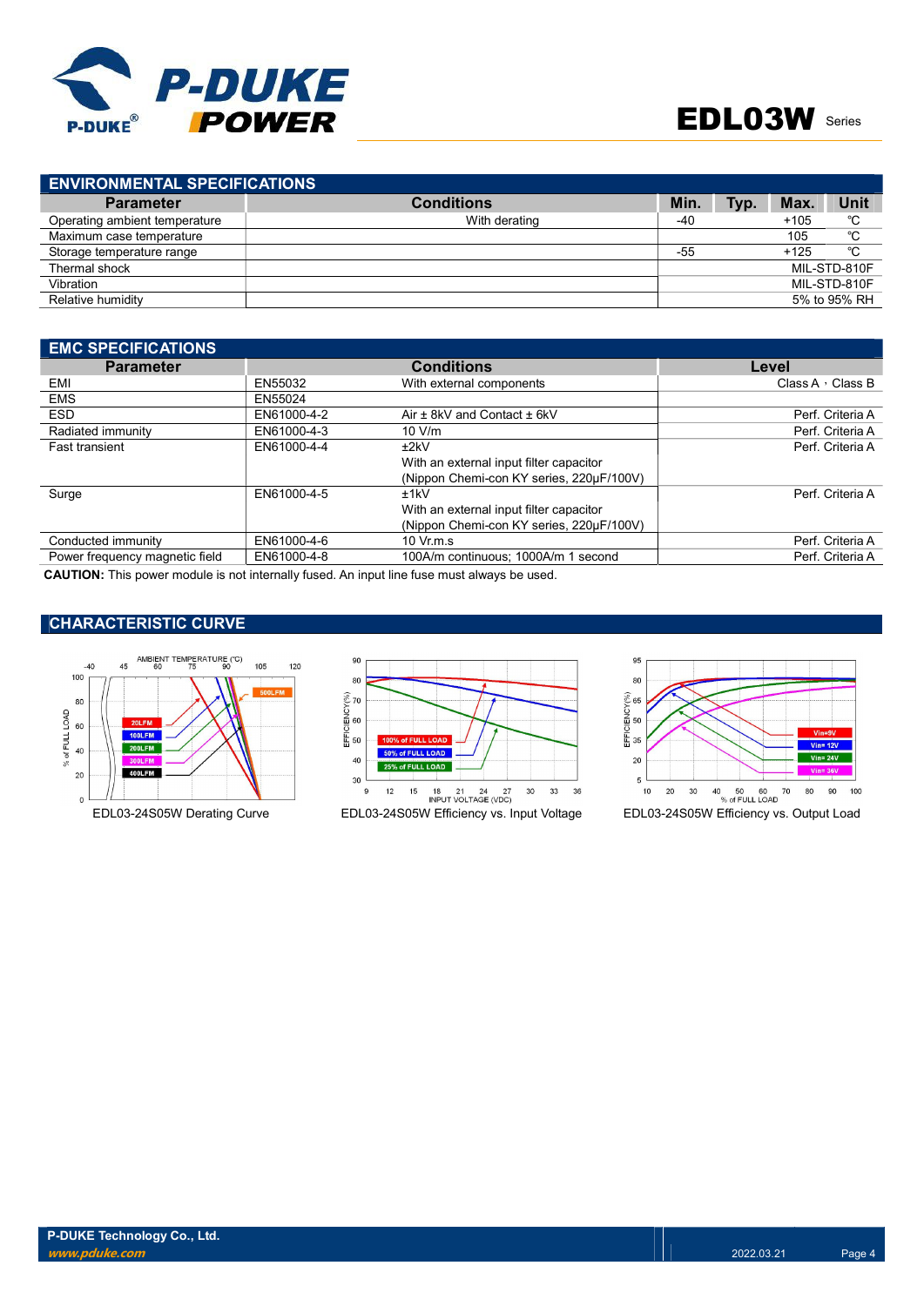## ENVIRONMENTAL SPECIFICATIONS

| Parameter | Conditions | Min. | Typ. | Max. | Unit |
|---|---|---|---|---|---|
| Operating ambient temperature | With derating | -40 | | +105 | ℃ |
| Maximum case temperature | | | | 105 | ℃ |
| Storage temperature range | | -55 | | +125 | ℃ |
| Thermal shock | | | | | MIL-STD-810F |
| Vibration | | | | | MIL-STD-810F |
| Relative humidity | | | | | 5% to 95% RH |

## EMC SPECIFICATIONS

| Parameter | | Conditions | Level |
|---|---|---|---|
| EMI | EN55032 | With external components | Class A，Class B |
| EMS | EN55024 | | |
| ESD | EN61000-4-2 | Air ± 8kV and Contact ± 6kV | Perf. Criteria A |
| Radiated immunity | EN61000-4-3 | 10 V/m | Perf. Criteria A |
| Fast transient | EN61000-4-4 | ±2kV<br>With an external input filter capacitor<br>(Nippon Chemi-con KY series, 220μF/100V) | Perf. Criteria A |
| Surge | EN61000-4-5 | ±1kV<br>With an external input filter capacitor<br>(Nippon Chemi-con KY series, 220μF/100V) | Perf. Criteria A |
| Conducted immunity | EN61000-4-6 | 10 Vr.m.s | Perf. Criteria A |
| Power frequency magnetic field | EN61000-4-8 | 100A/m continuous; 1000A/m 1 second | Perf. Criteria A |

**CAUTION:** This power module is not internally fused. An input line fuse must always be used.

## CHARACTERISTIC CURVE

AMBIENT TEMPERATURE (℃)
-40 45 60 75 90 105 120
% of FULL LOAD
100 80 60 40 20 0
500LFM
20LFM
100LFM
200LFM
300LFM
400LFM

EDL03-24S05W Derating Curve

EFFICIENCY(%)
90 80 70 60 50 40 30
INPUT VOLTAGE (VDC)
9 12 15 18 21 24 27 30 33 36
100% of FULL LOAD
50% of FULL LOAD
25% of FULL LOAD

EDL03-24S05W Efficiency vs. Input Voltage

EFFICIENCY(%)
95 80 65 50 35 20 5
% of FULL LOAD
10 20 30 40 50 60 70 80 90 100
Vin=9V
Vin= 12V
Vin= 24V
Vin= 36V

EDL03-24S05W Efficiency vs. Output Load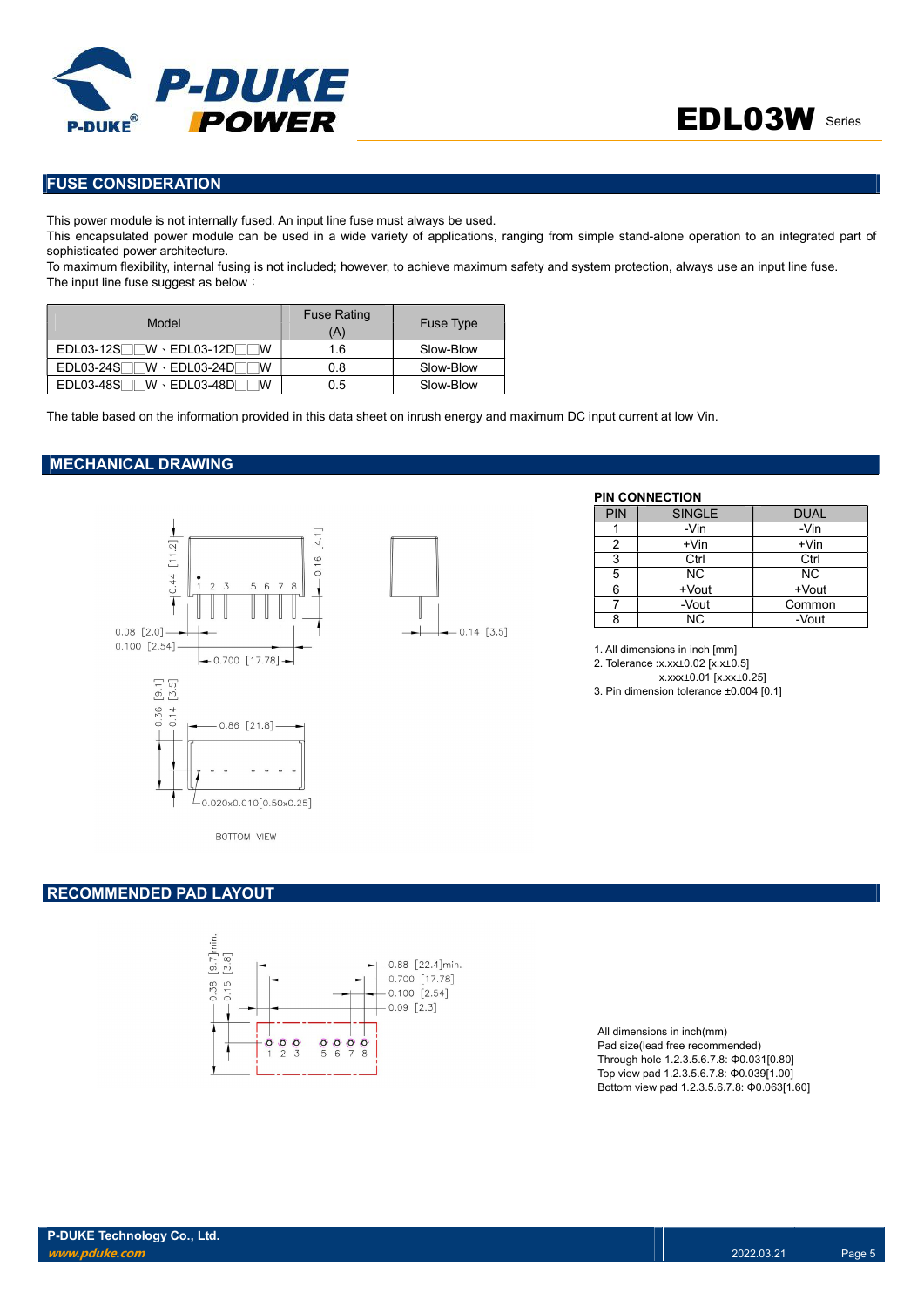## FUSE CONSIDERATION

This power module is not internally fused. An input line fuse must always be used.
This encapsulated power module can be used in a wide variety of applications, ranging from simple stand-alone operation to an integrated part of sophisticated power architecture.
To maximum flexibility, internal fusing is not included; however, to achieve maximum safety and system protection, always use an input line fuse.
The input line fuse suggest as below：

| Model | Fuse Rating (A) | Fuse Type |
|---|---|---|
| EDL03-12S□□W、EDL03-12D□□W | 1.6 | Slow-Blow |
| EDL03-24S□□W、EDL03-24D□□W | 0.8 | Slow-Blow |
| EDL03-48S□□W、EDL03-48D□□W | 0.5 | Slow-Blow |

The table based on the information provided in this data sheet on inrush energy and maximum DC input current at low Vin.

## MECHANICAL DRAWING

0.44 [11.2]
0.16 [4.1]
1 2 3 5 6 7 8
0.08 [2.0]
0.100 [2.54]
0.700 [17.78]
0.14 [3.5]
0.36 [9.1]
0.14 [3.5]
0.86 [21.8]
0.020x0.010[0.50x0.25]
BOTTOM VIEW

**PIN CONNECTION**

| PIN | SINGLE | DUAL |
|---|---|---|
| 1 | -Vin | -Vin |
| 2 | +Vin | +Vin |
| 3 | Ctrl | Ctrl |
| 5 | NC | NC |
| 6 | +Vout | +Vout |
| 7 | -Vout | Common |
| 8 | NC | -Vout |

1. All dimensions in inch [mm]
2. Tolerance :x.xx±0.02 [x.x±0.5]
   x.xxx±0.01 [x.xx±0.25]
3. Pin dimension tolerance ±0.004 [0.1]

## RECOMMENDED PAD LAYOUT

0.38 [9.7]min.
0.15 [3.8]
0.88 [22.4]min.
0.700 [17.78]
0.100 [2.54]
0.09 [2.3]
1 2 3 5 6 7 8

All dimensions in inch(mm)
Pad size(lead free recommended)
Through hole 1.2.3.5.6.7.8: Φ0.031[0.80]
Top view pad 1.2.3.5.6.7.8: Φ0.039[1.00]
Bottom view pad 1.2.3.5.6.7.8: Φ0.063[1.60]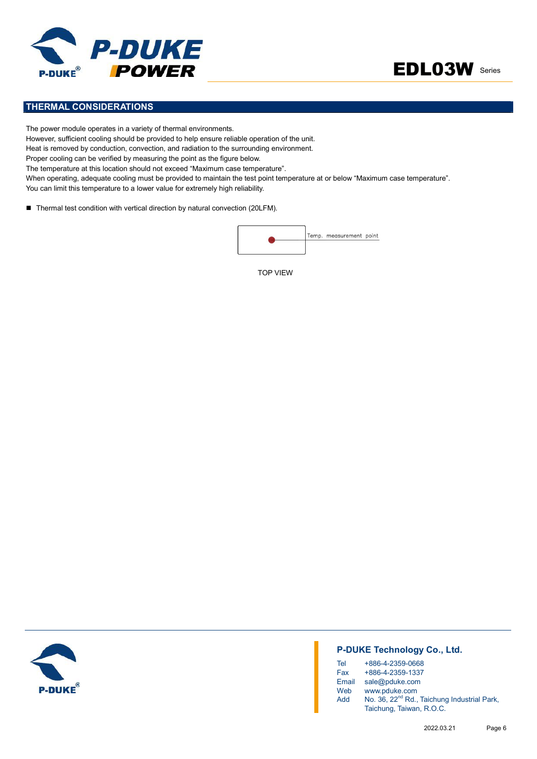## THERMAL CONSIDERATIONS

The power module operates in a variety of thermal environments.
However, sufficient cooling should be provided to help ensure reliable operation of the unit.
Heat is removed by conduction, convection, and radiation to the surrounding environment.
Proper cooling can be verified by measuring the point as the figure below.
The temperature at this location should not exceed "Maximum case temperature".
When operating, adequate cooling must be provided to maintain the test point temperature at or below "Maximum case temperature".
You can limit this temperature to a lower value for extremely high reliability.

- Thermal test condition with vertical direction by natural convection (20LFM).

Temp. measurement point

TOP VIEW

### P-DUKE Technology Co., Ltd.

Tel +886-4-2359-0668
Fax +886-4-2359-1337
Email sale@pduke.com
Web www.pduke.com
Add No. 36, 22nd Rd., Taichung Industrial Park, Taichung, Taiwan, R.O.C.

2022.03.21